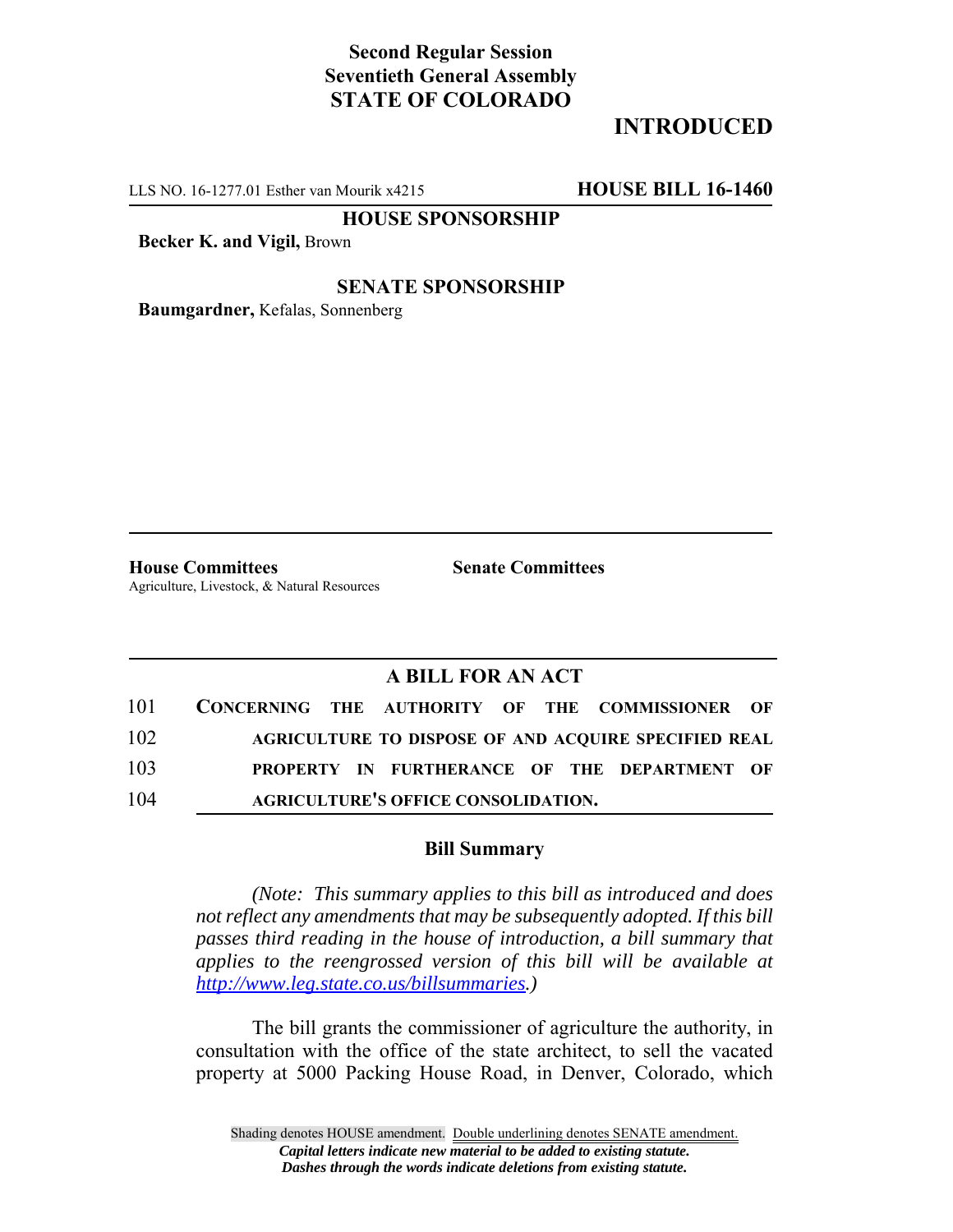**Second Regular Session**
**Seventieth General Assembly**
**STATE OF COLORADO**

# INTRODUCED

LLS NO. 16-1277.01 Esther van Mourik x4215 **HOUSE BILL 16-1460**

**HOUSE SPONSORSHIP**

**Becker K. and Vigil,** Brown

**SENATE SPONSORSHIP**

**Baumgardner,** Kefalas, Sonnenberg

**House Committees**
Agriculture, Livestock, & Natural Resources

**Senate Committees**

## A BILL FOR AN ACT

101 **CONCERNING THE AUTHORITY OF THE COMMISSIONER OF**
102 **AGRICULTURE TO DISPOSE OF AND ACQUIRE SPECIFIED REAL**
103 **PROPERTY IN FURTHERANCE OF THE DEPARTMENT OF**
104 **AGRICULTURE'S OFFICE CONSOLIDATION.**

### Bill Summary

*(Note: This summary applies to this bill as introduced and does not reflect any amendments that may be subsequently adopted. If this bill passes third reading in the house of introduction, a bill summary that applies to the reengrossed version of this bill will be available at http://www.leg.state.co.us/billsummaries.)*

The bill grants the commissioner of agriculture the authority, in consultation with the office of the state architect, to sell the vacated property at 5000 Packing House Road, in Denver, Colorado, which

Shading denotes HOUSE amendment. Double underlining denotes SENATE amendment.
*Capital letters indicate new material to be added to existing statute.*
*Dashes through the words indicate deletions from existing statute.*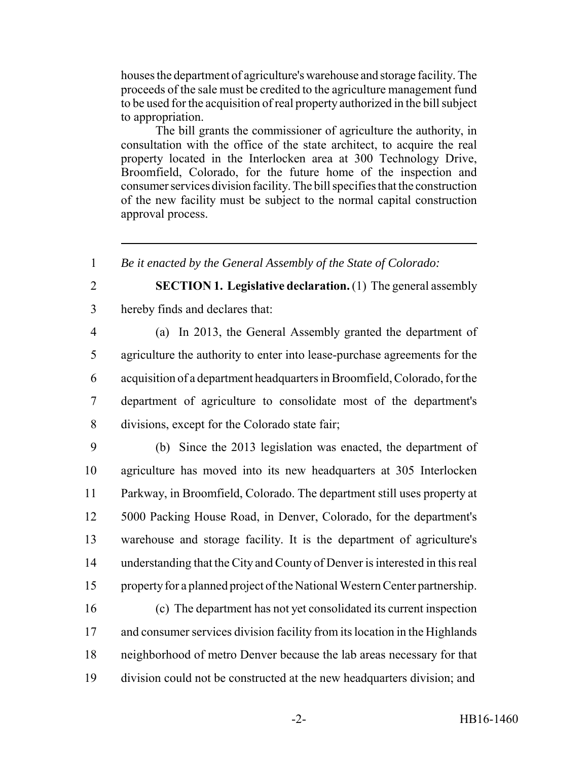houses the department of agriculture's warehouse and storage facility. The proceeds of the sale must be credited to the agriculture management fund to be used for the acquisition of real property authorized in the bill subject to appropriation.

The bill grants the commissioner of agriculture the authority, in consultation with the office of the state architect, to acquire the real property located in the Interlocken area at 300 Technology Drive, Broomfield, Colorado, for the future home of the inspection and consumer services division facility. The bill specifies that the construction of the new facility must be subject to the normal capital construction approval process.

---

1 *Be it enacted by the General Assembly of the State of Colorado:*

2 **SECTION 1. Legislative declaration.** (1) The general assembly
3 hereby finds and declares that:

4 (a) In 2013, the General Assembly granted the department of
5 agriculture the authority to enter into lease-purchase agreements for the
6 acquisition of a department headquarters in Broomfield, Colorado, for the
7 department of agriculture to consolidate most of the department's
8 divisions, except for the Colorado state fair;

9 (b) Since the 2013 legislation was enacted, the department of
10 agriculture has moved into its new headquarters at 305 Interlocken
11 Parkway, in Broomfield, Colorado. The department still uses property at
12 5000 Packing House Road, in Denver, Colorado, for the department's
13 warehouse and storage facility. It is the department of agriculture's
14 understanding that the City and County of Denver is interested in this real
15 property for a planned project of the National Western Center partnership.

16 (c) The department has not yet consolidated its current inspection
17 and consumer services division facility from its location in the Highlands
18 neighborhood of metro Denver because the lab areas necessary for that
19 division could not be constructed at the new headquarters division; and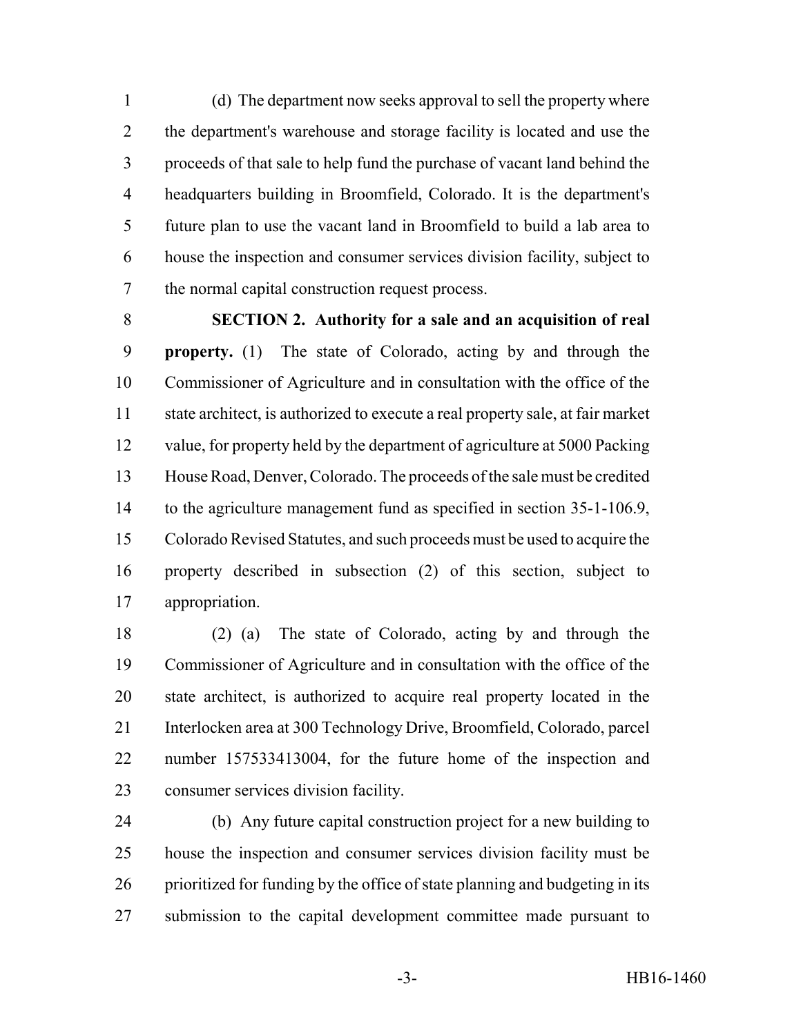(d) The department now seeks approval to sell the property where the department's warehouse and storage facility is located and use the proceeds of that sale to help fund the purchase of vacant land behind the headquarters building in Broomfield, Colorado. It is the department's future plan to use the vacant land in Broomfield to build a lab area to house the inspection and consumer services division facility, subject to the normal capital construction request process.

**SECTION 2. Authority for a sale and an acquisition of real property.** (1) The state of Colorado, acting by and through the Commissioner of Agriculture and in consultation with the office of the state architect, is authorized to execute a real property sale, at fair market value, for property held by the department of agriculture at 5000 Packing House Road, Denver, Colorado. The proceeds of the sale must be credited to the agriculture management fund as specified in section 35-1-106.9, Colorado Revised Statutes, and such proceeds must be used to acquire the property described in subsection (2) of this section, subject to appropriation.

(2) (a) The state of Colorado, acting by and through the Commissioner of Agriculture and in consultation with the office of the state architect, is authorized to acquire real property located in the Interlocken area at 300 Technology Drive, Broomfield, Colorado, parcel number 157533413004, for the future home of the inspection and consumer services division facility.

(b) Any future capital construction project for a new building to house the inspection and consumer services division facility must be prioritized for funding by the office of state planning and budgeting in its submission to the capital development committee made pursuant to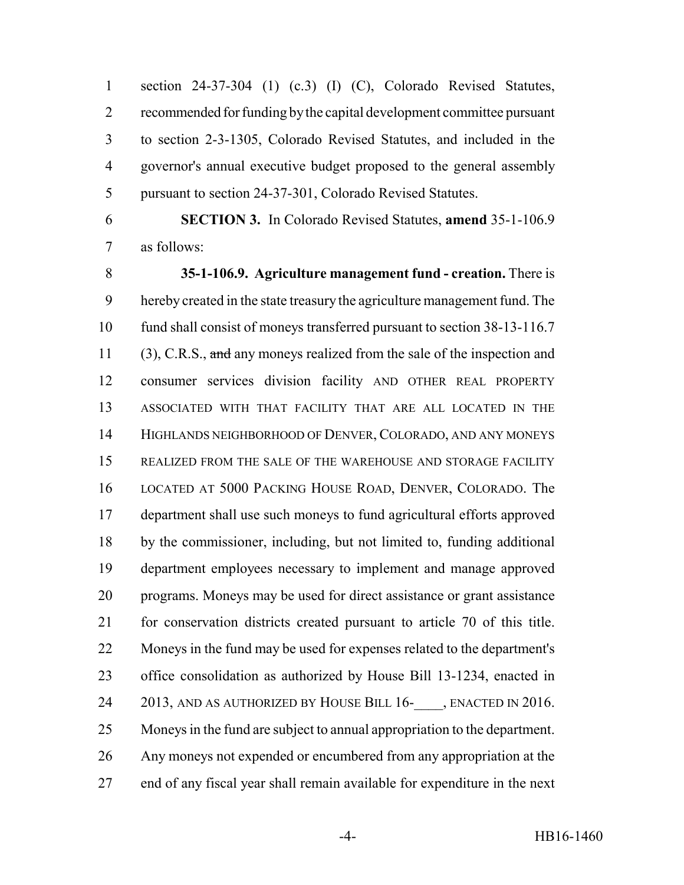section 24-37-304 (1) (c.3) (I) (C), Colorado Revised Statutes, recommended for funding by the capital development committee pursuant to section 2-3-1305, Colorado Revised Statutes, and included in the governor's annual executive budget proposed to the general assembly pursuant to section 24-37-301, Colorado Revised Statutes.

**SECTION 3.** In Colorado Revised Statutes, **amend** 35-1-106.9 as follows:

**35-1-106.9. Agriculture management fund - creation.** There is hereby created in the state treasury the agriculture management fund. The fund shall consist of moneys transferred pursuant to section 38-13-116.7 (3), C.R.S., ~~and~~ any moneys realized from the sale of the inspection and consumer services division facility AND OTHER REAL PROPERTY ASSOCIATED WITH THAT FACILITY THAT ARE ALL LOCATED IN THE HIGHLANDS NEIGHBORHOOD OF DENVER, COLORADO, AND ANY MONEYS REALIZED FROM THE SALE OF THE WAREHOUSE AND STORAGE FACILITY LOCATED AT 5000 PACKING HOUSE ROAD, DENVER, COLORADO. The department shall use such moneys to fund agricultural efforts approved by the commissioner, including, but not limited to, funding additional department employees necessary to implement and manage approved programs. Moneys may be used for direct assistance or grant assistance for conservation districts created pursuant to article 70 of this title. Moneys in the fund may be used for expenses related to the department's office consolidation as authorized by House Bill 13-1234, enacted in 2013, AND AS AUTHORIZED BY HOUSE BILL 16-____, ENACTED IN 2016. Moneys in the fund are subject to annual appropriation to the department. Any moneys not expended or encumbered from any appropriation at the end of any fiscal year shall remain available for expenditure in the next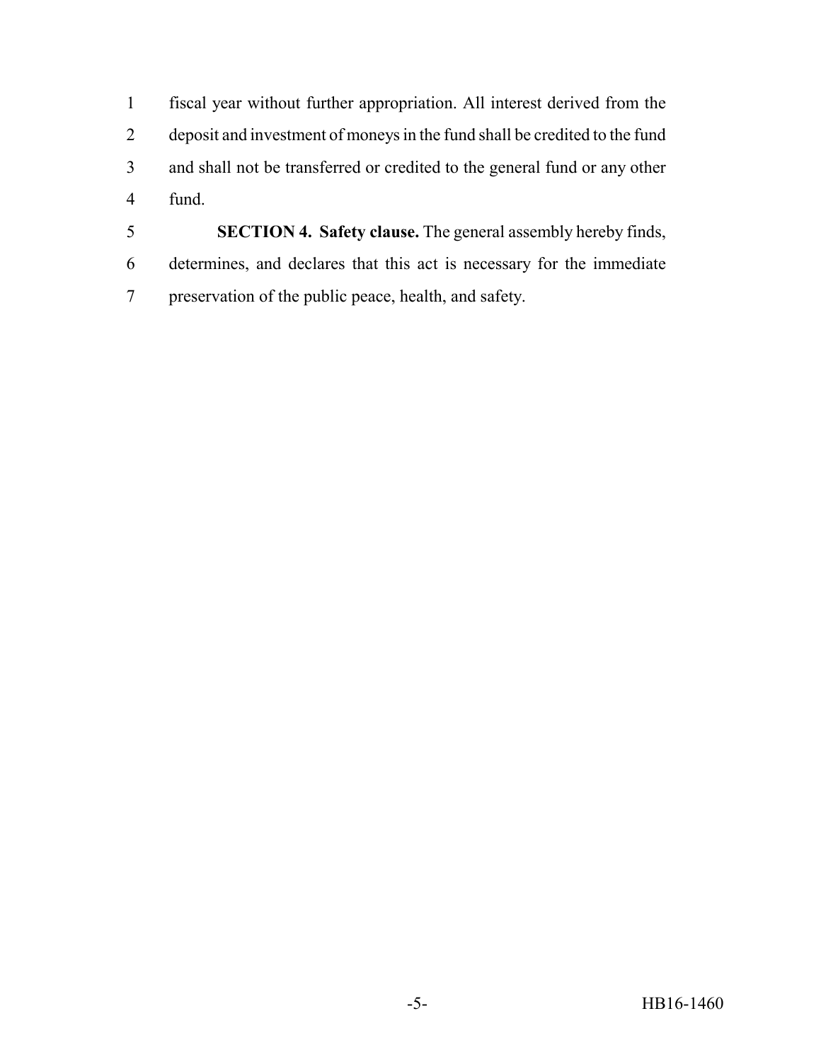fiscal year without further appropriation. All interest derived from the deposit and investment of moneys in the fund shall be credited to the fund and shall not be transferred or credited to the general fund or any other fund.

**SECTION 4. Safety clause.** The general assembly hereby finds, determines, and declares that this act is necessary for the immediate preservation of the public peace, health, and safety.